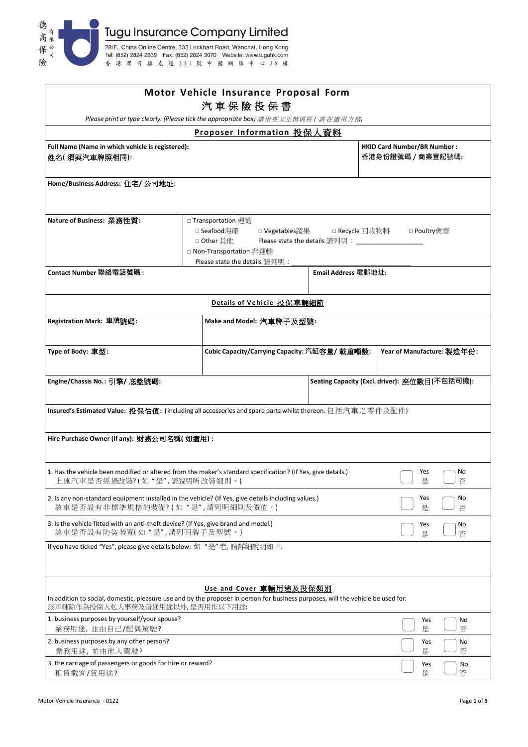德高保險有限公司

**Tugu Insurance Company Limited**

28/F., China Online Centre, 333 Lockhart Road, Wanchai, Hong Kong
Tel: (852) 2824 2939 Fax: (852) 2824 3070 Website: www.tuguhk.com
香港灣仔駱克道333號中國網絡中心28樓

# Motor Vehicle Insurance Proposal Form
# 汽車保險投保書

*Please print or type clearly. (Please tick the appropriate box) 請用英文正楷填寫 ( 請在適用方格)*

## Proposer Information 投保人資料

| Full Name (Name in which vehicle is registered): 姓名( 須與汽車牌照相同): | HKID Card Number/BR Number : 香港身份證號碼 / 商業登記號碼: |
|---|---|
| | |

**Home/Business Address: 住宅/ 公司地址:**

**Nature of Business: 業務性質:**

□ Transportation 運輸
- □ Seafood海產 □ Vegetables蔬果 □ Recycle 回收物料 □ Poultry禽畜
- □ Other 其他 Please state the details 請列明：___________________

□ Non-Transportation 非運輸
- Please state the details 請列明：___________________

| Contact Number 聯絡電話號碼 : | Email Address 電郵地址: |
|---|---|
| | |

## Details of Vehicle 投保車輛細節

| Registration Mark: 車牌號碼: | Make and Model: 汽車牌子及型號: | |
|---|---|---|
| **Type of Body: 車型:** | **Cubic Capacity/Carrying Capacity: 汽缸容量/ 載重噸數:** | **Year of Manufacture: 製造年份:** |

| Engine/Chassis No.: 引擎/ 底盤號碼: | Seating Capacity (Excl. driver): 座位數目(不包括司機): |
|---|---|
| | |

**Insured's Estimated Value: 投保估值:** (including all accessories and spare parts whilst thereon. 包括汽車之零件及配件)

**Hire Purchase Owner (if any): 財務公司名稱( 如適用) :**

| Question | Yes 是 | No 否 |
|---|---|---|
| 1. Has the vehicle been modified or altered from the maker's standard specification? (If Yes, give details.) 上述汽車是否經過改裝? ( 如 "是", 請說明所改裝細則。) | ☐ | ☐ |
| 2. Is any non-standard equipment installed in the vehicle? (If Yes, give details including values.) 該車是否設有非標準規格的裝備? ( 如 "是", 請列明細則及價值。) | ☐ | ☐ |
| 3. Is the vehicle fitted with an anti-theft device? (If Yes, give brand and model.) 該車是否設有防盜裝置( 如 "是", 請列明牌子及型號。) | ☐ | ☐ |

If you have ticked "Yes", please give details below: 如 "是" 者, 請詳細說明如下:

## Use and Cover 車輛用途及投保類別

In addition to social, domestic, pleasure use and by the proposer in person for business purposes, will the vehicle be used for:
該車輛除作為投保人私人事務及普通用途以外, 是否用作以下用途:

| Question | Yes 是 | No 否 |
|---|---|---|
| 1. business purposes by yourself/your spouse? 業務用途, 並由自己/配偶駕駛? | ☐ | ☐ |
| 2. business purposes by any other person? 業務用途, 並由他人駕駛? | ☐ | ☐ |
| 3. the carriage of passengers or goods for hire or reward? 租賃載客/貨用途? | ☐ | ☐ |

Motor Vehicle Insurance - 0122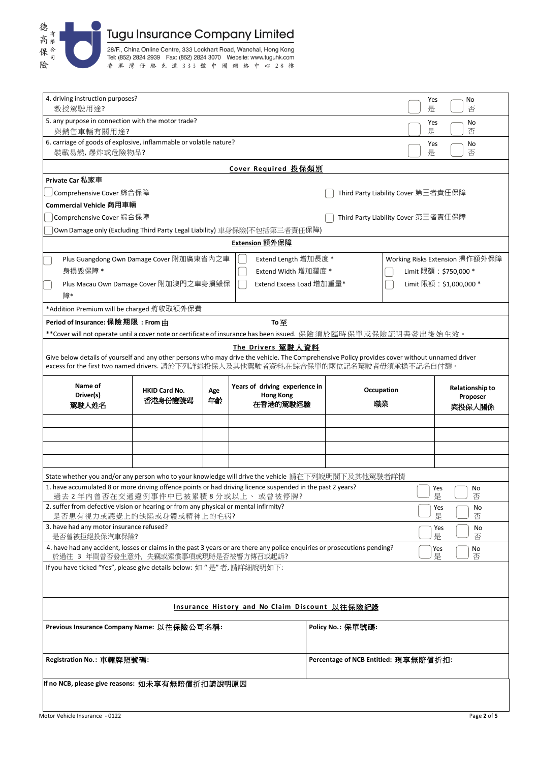# Tugu Insurance Company Limited

德高保險有限公司

28/F., China Online Centre, 333 Lockhart Road, Wanchai, Hong Kong
Tel: (852) 2824 2939 Fax: (852) 2824 3070 Website: www.tuguhk.com
香港灣仔駱克道333號中國網絡中心28樓

| | Yes 是 | No 否 |
|---|---|---|
| 4. driving instruction purposes? 教授駕駛用途? | ☐ | ☐ |
| 5. any purpose in connection with the motor trade? 與銷售車輛有關用途? | ☐ | ☐ |
| 6. carriage of goods of explosive, inflammable or volatile nature? 裝載易燃, 爆炸或危險物品? | ☐ | ☐ |

## Cover Required 投保類別

**Private Car 私家車**

☐ Comprehensive Cover 綜合保障 ☐ Third Party Liability Cover 第三者責任保障

**Commercial Vehicle 商用車輛**

☐ Comprehensive Cover 綜合保障 ☐ Third Party Liability Cover 第三者責任保障

☐ Own Damage only (Excluding Third Party Legal Liability) 車身保險(不包括第三者責任保障)

## Extension 額外保障

| | | |
|---|---|---|
| ☐ Plus Guangdong Own Damage Cover 附加廣東省內之車身損毀保障 * | ☐ Extend Length 增加長度 * | Working Risks Extension 操作額外保障 |
| | ☐ Extend Width 增加濶度 * | ☐ Limit 限額：$750,000 * |
| ☐ Plus Macau Own Damage Cover 附加澳門之車身損毀保障* | ☐ Extend Excess Load 增加重量* | ☐ Limit 限額：$1,000,000 * |

*Addition Premium will be charged 將收取額外保費

**Period of Insurance: 保險期限 : From 由** **To 至**

**Cover will not operate until a cover note or certificate of insurance has been issued. 保險須於臨時保單或保險証明書發出後始生效。

## The Drivers 駕駛人資料

Give below details of yourself and any other persons who may drive the vehicle. The Comprehensive Policy provides cover without unnamed driver excess for the first two named drivers. 請於下列詳述投保人及其他駕駛者資料,在綜合保單的兩位記名駕駛者毋須承擔不記名自付額。

| Name of Driver(s) 駕駛人姓名 | HKID Card No. 香港身份證號碼 | Age 年齡 | Years of driving experience in Hong Kong 在香港的駕駛經驗 | Occupation 職業 | Relationship to Proposer 與投保人關係 |
|---|---|---|---|---|---|
| | | | | | |
| | | | | | |
| | | | | | |
| | | | | | |

State whether you and/or any person who to your knowledge will drive the vehicle 請在下列說明閣下及其他駕駛者詳情

| | Yes 是 | No 否 |
|---|---|---|
| 1. have accumulated 8 or more driving offence points or had driving licence suspended in the past 2 years? 過去 2 年內曾否在交通違例事件中已被累積 8 分或以上、或曾被停牌? | ☐ | ☐ |
| 2. suffer from defective vision or hearing or from any physical or mental infirmity? 是否患有視力或聽覺上的缺陷或身體或精神上的毛病? | ☐ | ☐ |
| 3. have had any motor insurance refused? 是否曾被拒絕投保汽車保險? | ☐ | ☐ |
| 4. have had any accident, losses or claims in the past 3 years or are there any police enquiries or prosecutions pending? 於過往 3 年間曾否發生意外, 失竊或索償事項或現時是否被警方傳召或起訴? | ☐ | ☐ |

If you have ticked "Yes", please give details below: 如 "是" 者, 請詳細說明如下:

## Insurance History and No Claim Discount 以往保險紀錄

| | |
|---|---|
| **Previous Insurance Company Name: 以往保險公司名稱:** | **Policy No.: 保單號碼:** |
| **Registration No.: 車輛牌照號碼:** | **Percentage of NCB Entitled: 現享無賠償折扣:** |

**If no NCB, please give reasons: 如未享有無賠償折扣請說明原因**

Motor Vehicle Insurance - 0122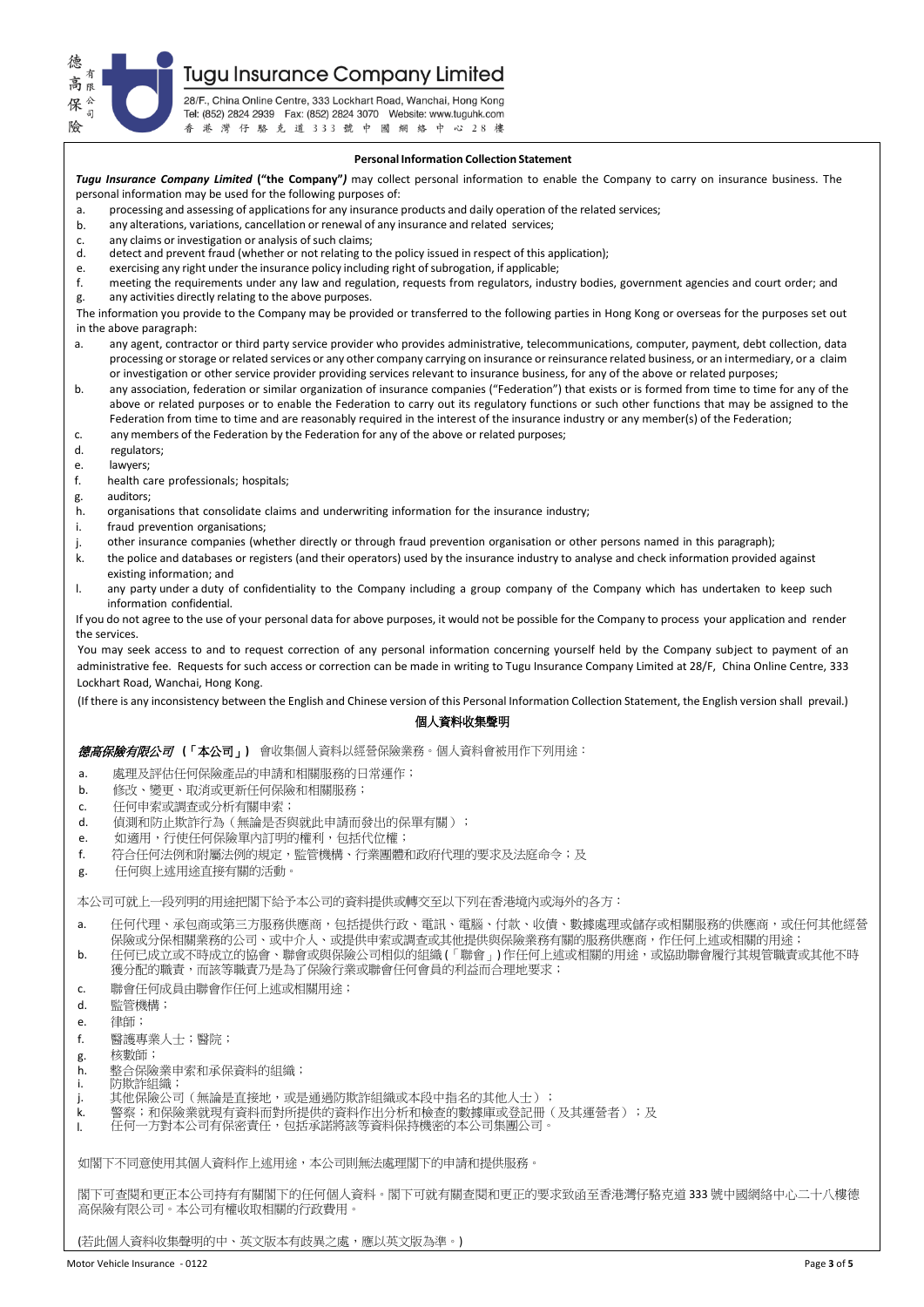德高保險有限公司

# Tugu Insurance Company Limited

28/F., China Online Centre, 333 Lockhart Road, Wanchai, Hong Kong
Tel: (852) 2824 2939 Fax: (852) 2824 3070 Website: www.tuguhk.com
香港灣仔駱克道333號中國網絡中心28樓

## Personal Information Collection Statement

***Tugu Insurance Company Limited*** **("the Company")** may collect personal information to enable the Company to carry on insurance business. The personal information may be used for the following purposes of:

a. processing and assessing of applications for any insurance products and daily operation of the related services;
b. any alterations, variations, cancellation or renewal of any insurance and related services;
c. any claims or investigation or analysis of such claims;
d. detect and prevent fraud (whether or not relating to the policy issued in respect of this application);
e. exercising any right under the insurance policy including right of subrogation, if applicable;
f. meeting the requirements under any law and regulation, requests from regulators, industry bodies, government agencies and court order; and
g. any activities directly relating to the above purposes.

The information you provide to the Company may be provided or transferred to the following parties in Hong Kong or overseas for the purposes set out in the above paragraph:

a. any agent, contractor or third party service provider who provides administrative, telecommunications, computer, payment, debt collection, data processing or storage or related services or any other company carrying on insurance or reinsurance related business, or an intermediary, or a claim or investigation or other service provider providing services relevant to insurance business, for any of the above or related purposes;
b. any association, federation or similar organization of insurance companies ("Federation") that exists or is formed from time to time for any of the above or related purposes or to enable the Federation to carry out its regulatory functions or such other functions that may be assigned to the Federation from time to time and are reasonably required in the interest of the insurance industry or any member(s) of the Federation;
c. any members of the Federation by the Federation for any of the above or related purposes;
d. regulators;
e. lawyers;
f. health care professionals; hospitals;
g. auditors;
h. organisations that consolidate claims and underwriting information for the insurance industry;
i. fraud prevention organisations;
j. other insurance companies (whether directly or through fraud prevention organisation or other persons named in this paragraph);
k. the police and databases or registers (and their operators) used by the insurance industry to analyse and check information provided against existing information; and
l. any party under a duty of confidentiality to the Company including a group company of the Company which has undertaken to keep such information confidential.

If you do not agree to the use of your personal data for above purposes, it would not be possible for the Company to process your application and render the services.

You may seek access to and to request correction of any personal information concerning yourself held by the Company subject to payment of an administrative fee. Requests for such access or correction can be made in writing to Tugu Insurance Company Limited at 28/F, China Online Centre, 333 Lockhart Road, Wanchai, Hong Kong.

(If there is any inconsistency between the English and Chinese version of this Personal Information Collection Statement, the English version shall prevail.)

## 個人資料收集聲明

***德高保險有限公司*** **(「本公司」)** 會收集個人資料以經營保險業務。個人資料會被用作下列用途：

a. 處理及評估任何保險產品的申請和相關服務的日常運作；
b. 修改、變更、取消或更新任何保險和相關服務；
c. 任何申索或調查或分析有關申索；
d. 偵測和防止欺詐行為（無論是否與就此申請而發出的保單有關）；
e. 如適用，行使任何保險單內訂明的權利，包括代位權；
f. 符合任何法例和附屬法例的規定，監管機構、行業團體和政府代理的要求及法庭命令；及
g. 任何與上述用途直接有關的活動。

本公司可就上一段列明的用途把閣下給予本公司的資料提供或轉交至以下列在香港境內或海外的各方：

a. 任何代理、承包商或第三方服務供應商，包括提供行政、電訊、電腦、付款、收債、數據處理或儲存或相關服務的供應商，或任何其他經營保險或分保相關業務的公司、或中介人、或提供申索或調查或其他提供與保險業務有關的服務供應商，作任何上述或相關的用途；
b. 任何已成立或不時成立的協會、聯會或與保險公司相似的組織（「聯會」）作任何上述或相關的用途，或協助聯會履行其規管職責或其他不時獲分配的職責，而該等職責乃是為了保險行業或聯會任何會員的利益而合理地要求；
c. 聯會任何成員由聯會作任何上述或相關用途；
d. 監管機構；
e. 律師；
f. 醫護專業人士；醫院；
g. 核數師；
h. 整合保險業申索和承保資料的組織；
i. 防欺詐組織；
j. 其他保險公司（無論是直接地，或是通過防欺詐組織或本段中指名的其他人士）；
k. 警察；和保險業就現有資料而對所提供的資料作出分析和檢查的數據庫或登記冊（及其運營者）；及
l. 任何一方對本公司有保密責任，包括承諾將該等資料保持機密的本公司集團公司。

如閣下不同意使用其個人資料作上述用途，本公司則無法處理閣下的申請和提供服務。

閣下可查閱和更正本公司持有有關閣下的任何個人資料。閣下可就有關查閱和更正的要求致函至香港灣仔駱克道 333 號中國網絡中心二十八樓德高保險有限公司。本公司有權收取相關的行政費用。

(若此個人資料收集聲明的中、英文版本有歧異之處，應以英文版為準。)

Motor Vehicle Insurance - 0122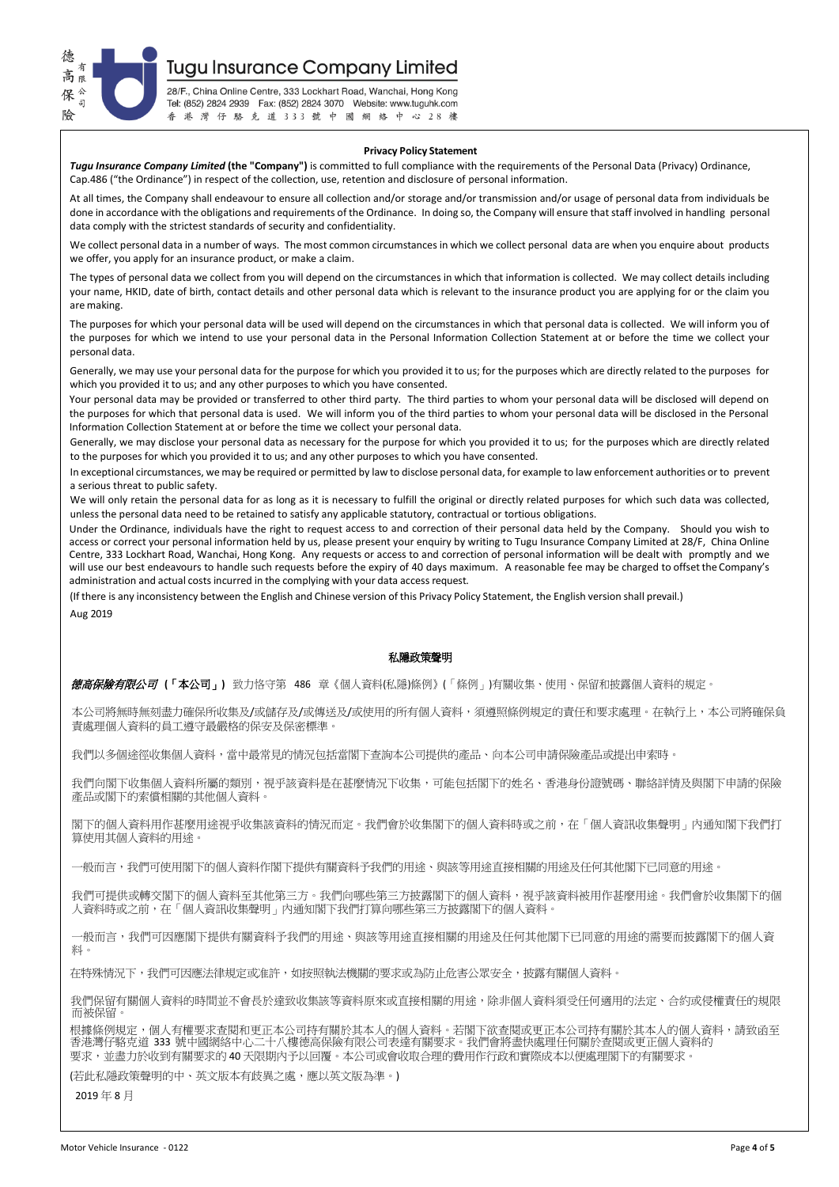**Tugu Insurance Company Limited**

28/F., China Online Centre, 333 Lockhart Road, Wanchai, Hong Kong
Tel: (852) 2824 2939 Fax: (852) 2824 3070 Website: www.tuguhk.com
香港灣仔駱克道333號中國網絡中心28樓

德高保險有限公司

## Privacy Policy Statement

***Tugu Insurance Company Limited*** **(the "Company")** is committed to full compliance with the requirements of the Personal Data (Privacy) Ordinance, Cap.486 ("the Ordinance") in respect of the collection, use, retention and disclosure of personal information.

At all times, the Company shall endeavour to ensure all collection and/or storage and/or transmission and/or usage of personal data from individuals be done in accordance with the obligations and requirements of the Ordinance. In doing so, the Company will ensure that staff involved in handling personal data comply with the strictest standards of security and confidentiality.

We collect personal data in a number of ways. The most common circumstances in which we collect personal data are when you enquire about products we offer, you apply for an insurance product, or make a claim.

The types of personal data we collect from you will depend on the circumstances in which that information is collected. We may collect details including your name, HKID, date of birth, contact details and other personal data which is relevant to the insurance product you are applying for or the claim you are making.

The purposes for which your personal data will be used will depend on the circumstances in which that personal data is collected. We will inform you of the purposes for which we intend to use your personal data in the Personal Information Collection Statement at or before the time we collect your personal data.

Generally, we may use your personal data for the purpose for which you provided it to us; for the purposes which are directly related to the purposes for which you provided it to us; and any other purposes to which you have consented.

Your personal data may be provided or transferred to other third party. The third parties to whom your personal data will be disclosed will depend on the purposes for which that personal data is used. We will inform you of the third parties to whom your personal data will be disclosed in the Personal Information Collection Statement at or before the time we collect your personal data.

Generally, we may disclose your personal data as necessary for the purpose for which you provided it to us; for the purposes which are directly related to the purposes for which you provided it to us; and any other purposes to which you have consented.

In exceptional circumstances, we may be required or permitted by law to disclose personal data, for example to law enforcement authorities or to prevent a serious threat to public safety.

We will only retain the personal data for as long as it is necessary to fulfill the original or directly related purposes for which such data was collected, unless the personal data need to be retained to satisfy any applicable statutory, contractual or tortious obligations.

Under the Ordinance, individuals have the right to request access to and correction of their personal data held by the Company. Should you wish to access or correct your personal information held by us, please present your enquiry by writing to Tugu Insurance Company Limited at 28/F, China Online Centre, 333 Lockhart Road, Wanchai, Hong Kong. Any requests or access to and correction of personal information will be dealt with promptly and we will use our best endeavours to handle such requests before the expiry of 40 days maximum. A reasonable fee may be charged to offset the Company's administration and actual costs incurred in the complying with your data access request.

(If there is any inconsistency between the English and Chinese version of this Privacy Policy Statement, the English version shall prevail.)

Aug 2019

## 私隱政策聲明

***德高保險有限公司*** **(「本公司」)** 致力恪守第 486 章《個人資料(私隱)條例》(「條例」)有關收集、使用、保留和披露個人資料的規定。

本公司將無時無刻盡力確保所收集及/或儲存及/或傳送及/或使用的所有個人資料，須遵照條例規定的責任和要求處理。在執行上，本公司將確保負責處理個人資料的員工遵守最嚴格的保安及保密標準。

我們以多個途徑收集個人資料，當中最常見的情況包括當閣下查詢本公司提供的產品、向本公司申請保險產品或提出申索時。

我們向閣下收集個人資料所屬的類別，視乎該資料是在甚麼情況下收集，可能包括閣下的姓名、香港身份證號碼、聯絡詳情及與閣下申請的保險產品或閣下的索償相關的其他個人資料。

閣下的個人資料用作甚麼用途視乎收集該資料的情況而定。我們會於收集閣下的個人資料時或之前，在「個人資訊收集聲明」內通知閣下我們打算使用其個人資料的用途。

一般而言，我們可使用閣下的個人資料作閣下提供有關資料予我們的用途、與該等用途直接相關的用途及任何其他閣下已同意的用途。

我們可提供或轉交閣下的個人資料至其他第三方。我們向哪些第三方披露閣下的個人資料，視乎該資料被用作甚麼用途。我們會於收集閣下的個人資料時或之前，在「個人資訊收集聲明」內通知閣下我們打算向哪些第三方披露閣下的個人資料。

一般而言，我們可因應閣下提供有關資料予我們的用途、與該等用途直接相關的用途及任何其他閣下已同意的用途的需要而披露閣下的個人資料。

在特殊情況下，我們可因應法律規定或准許，如按照執法機關的要求或為防止危害公眾安全，披露有關個人資料。

我們保留有關個人資料的時間並不會長於達致收集該等資料原來或直接相關的用途，除非個人資料須受任何適用的法定、合約或侵權責任的規限而被保留。

根據條例規定，個人有權要求查閱和更正本公司持有關於其本人的個人資料。若閣下欲查閱或更正本公司持有關於其本人的個人資料，請致函至香港灣仔駱克道 333 號中國網絡中心二十八樓德高保險有限公司表達有關要求。我們會將盡快處理任何關於查閱或更正個人資料的要求，並盡力於收到有關要求的 40 天限期內予以回覆。本公司或會收取合理的費用作行政和實際成本以便處理閣下的有關要求。

(若此私隱政策聲明的中、英文版本有歧異之處，應以英文版為準。)

2019 年 8 月

Motor Vehicle Insurance - 0122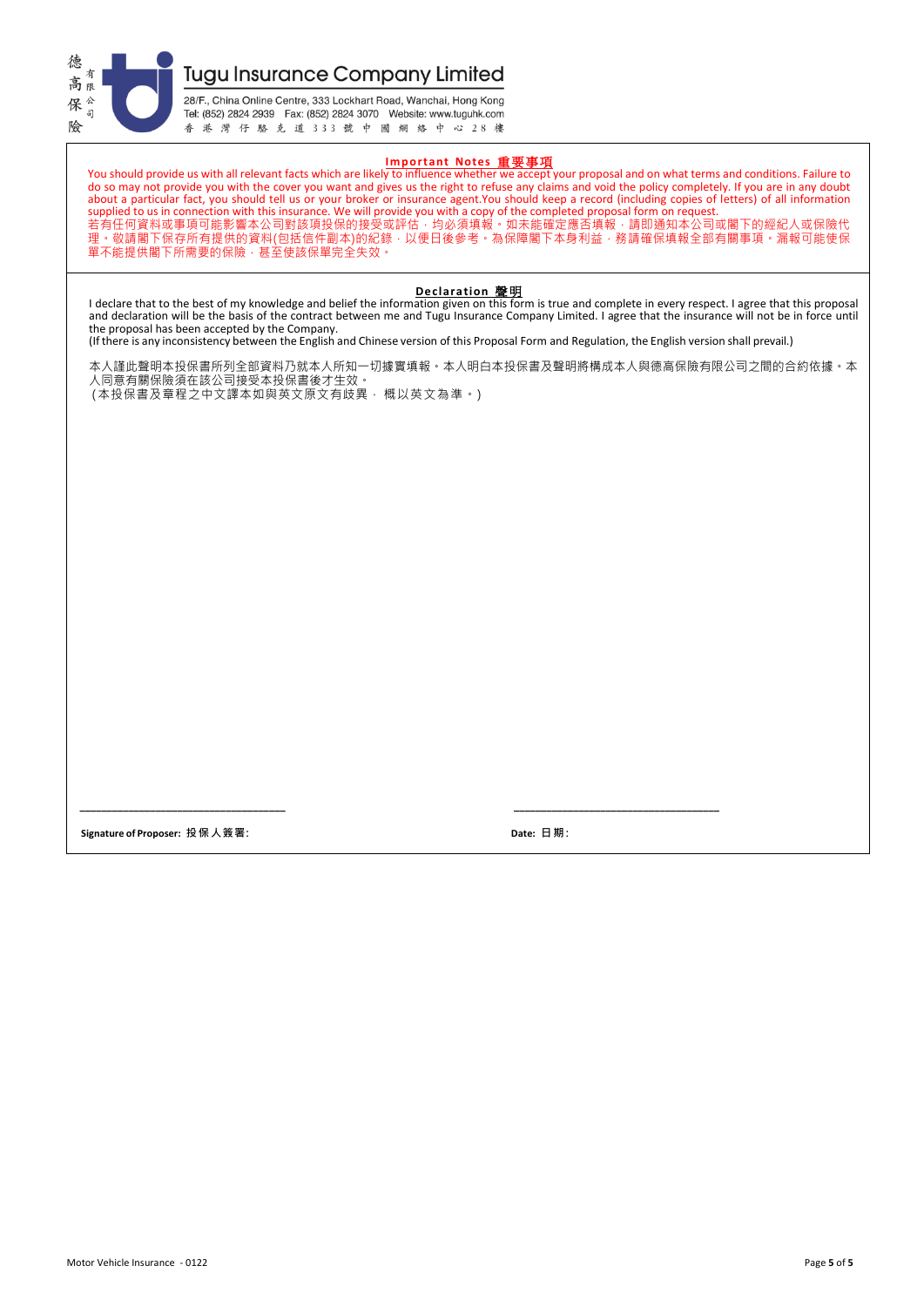德高保險有限公司

# Tugu Insurance Company Limited

28/F., China Online Centre, 333 Lockhart Road, Wanchai, Hong Kong
Tel: (852) 2824 2939 Fax: (852) 2824 3070 Website: www.tuguhk.com
香 港 灣 仔 駱 克 道 3 3 3 號 中 國 網 絡 中 心 2 8 樓

## Important Notes 重要事項

You should provide us with all relevant facts which are likely to influence whether we accept your proposal and on what terms and conditions. Failure to do so may not provide you with the cover you want and gives us the right to refuse any claims and void the policy completely. If you are in any doubt about a particular fact, you should tell us or your broker or insurance agent.You should keep a record (including copies of letters) of all information supplied to us in connection with this insurance. We will provide you with a copy of the completed proposal form on request.
若有任何資料或事項可能影響本公司對該項投保的接受或評估，均必須填報。如未能確定應否填報，請即通知本公司或閣下的經紀人或保險代理。敬請閣下保存所有提供的資料(包括信件副本)的紀錄，以便日後參考。為保障閣下本身利益，務請確保填報全部有關事項。漏報可能使保單不能提供閣下所需要的保險，甚至使該保單完全失效。

## Declaration 聲明

I declare that to the best of my knowledge and belief the information given on this form is true and complete in every respect. I agree that this proposal and declaration will be the basis of the contract between me and Tugu Insurance Company Limited. I agree that the insurance will not be in force until the proposal has been accepted by the Company.
(If there is any inconsistency between the English and Chinese version of this Proposal Form and Regulation, the English version shall prevail.)

本人謹此聲明本投保書所列全部資料乃就本人所知一切據實填報。本人明白本投保書及聲明將構成本人與德高保險有限公司之間的合約依據。本人同意有關保險須在該公司接受本投保書後才生效。
(本投保書及章程之中文譯本如與英文原文有歧異，概以英文為準。)

\_\_\_\_\_\_\_\_\_\_\_\_\_\_\_\_\_\_\_\_\_\_\_\_\_\_\_\_\_\_\_\_ \_\_\_\_\_\_\_\_\_\_\_\_\_\_\_\_\_\_\_\_\_\_\_\_\_\_\_\_\_\_\_\_

**Signature of Proposer: 投保人簽署:** **Date: 日期:**

Motor Vehicle Insurance - 0122